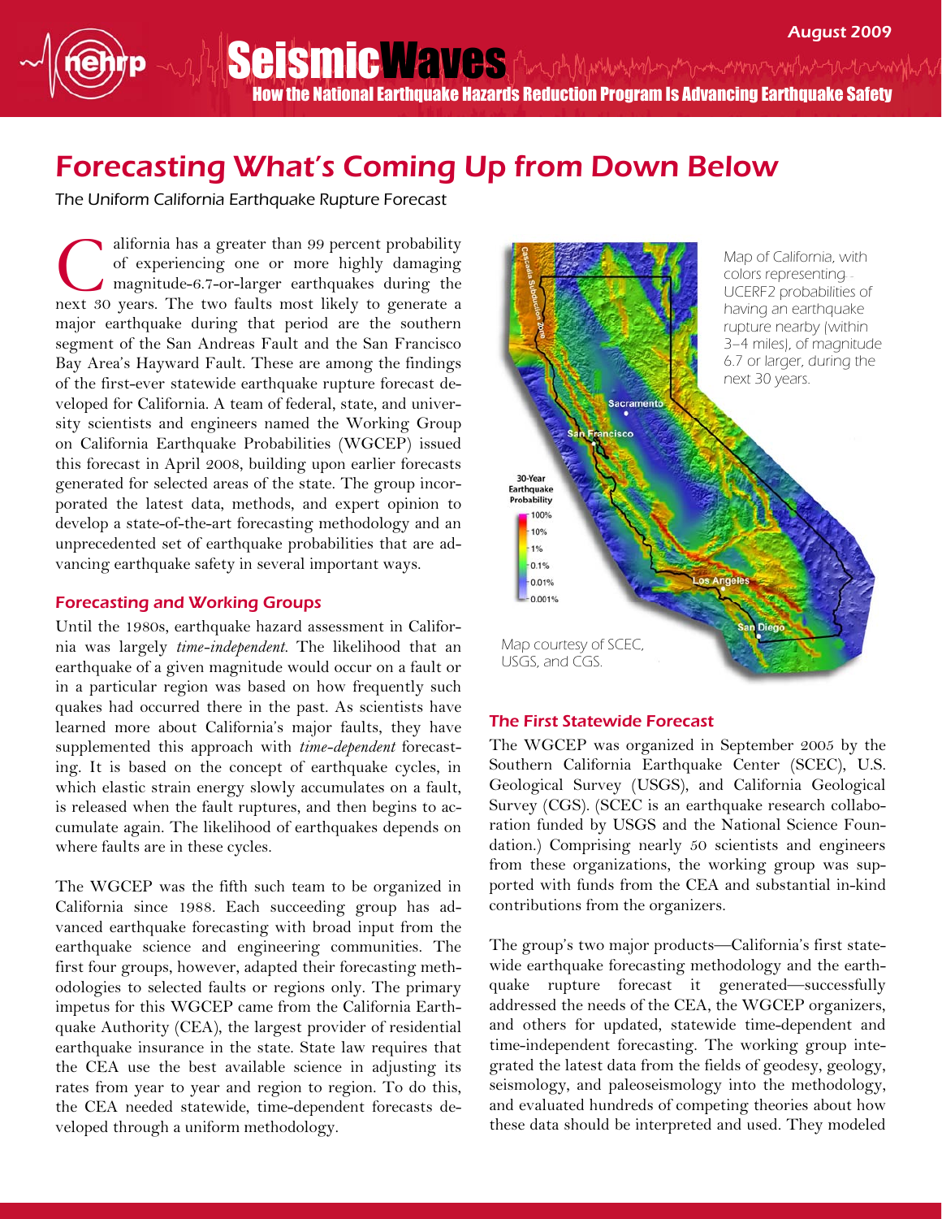# Forecasting What's Coming Up from Down Below

*The Uniform California Earthquake Rupture Forecast*

California has a greater than 99 percent probability of experiencing one or more highly damaging magnitude-6.7-or-larger earthquakes during the next 30 years. The two faults most likely to generate a major earthquake during that period are the southern segment of the San Andreas Fault and the San Francisco Bay Area's Hayward Fault. These are among the findings of the first-ever statewide earthquake rupture forecast developed for California. A team of federal, state, and university scientists and engineers named the Working Group on California Earthquake Probabilities (WGCEP) issued this forecast in April 2008, building upon earlier forecasts generated for selected areas of the state. The group incorporated the latest data, methods, and expert opinion to develop a state-of-the-art forecasting methodology and an unprecedented set of earthquake probabilities that are advancing earthquake safety in several important ways.

## Forecasting and Working Groups

Until the 1980s, earthquake hazard assessment in California was largely *time-independent*. The likelihood that an earthquake of a given magnitude would occur on a fault or in a particular region was based on how frequently such quakes had occurred there in the past. As scientists have learned more about California's major faults, they have supplemented this approach with *time-dependent* forecasting. It is based on the concept of earthquake cycles, in which elastic strain energy slowly accumulates on a fault, is released when the fault ruptures, and then begins to accumulate again. The likelihood of earthquakes depends on where faults are in these cycles.

The WGCEP was the fifth such team to be organized in California since 1988. Each succeeding group has advanced earthquake forecasting with broad input from the earthquake science and engineering communities. The first four groups, however, adapted their forecasting methodologies to selected faults or regions only. The primary impetus for this WGCEP came from the California Earthquake Authority (CEA), the largest provider of residential earthquake insurance in the state. State law requires that the CEA use the best available science in adjusting its rates from year to year and region to region. To do this, the CEA needed statewide, time-dependent forecasts developed through a uniform methodology.

Map of California, with colors representing UCERF2 probabilities of having an earthquake rupture nearby (within 3–4 miles), of magnitude 6.7 or larger, during the next 30 years.

Map courtesy of SCEC, USGS, and CGS.

## The First Statewide Forecast

The WGCEP was organized in September 2005 by the Southern California Earthquake Center (SCEC), U.S. Geological Survey (USGS), and California Geological Survey (CGS). (SCEC is an earthquake research collaboration funded by USGS and the National Science Foundation.) Comprising nearly 50 scientists and engineers from these organizations, the working group was supported with funds from the CEA and substantial in-kind contributions from the organizers.

The group's two major products—California's first statewide earthquake forecasting methodology and the earthquake rupture forecast it generated—successfully addressed the needs of the CEA, the WGCEP organizers, and others for updated, statewide time-dependent and time-independent forecasting. The working group integrated the latest data from the fields of geodesy, geology, seismology, and paleoseismology into the methodology, and evaluated hundreds of competing theories about how these data should be interpreted and used. They modeled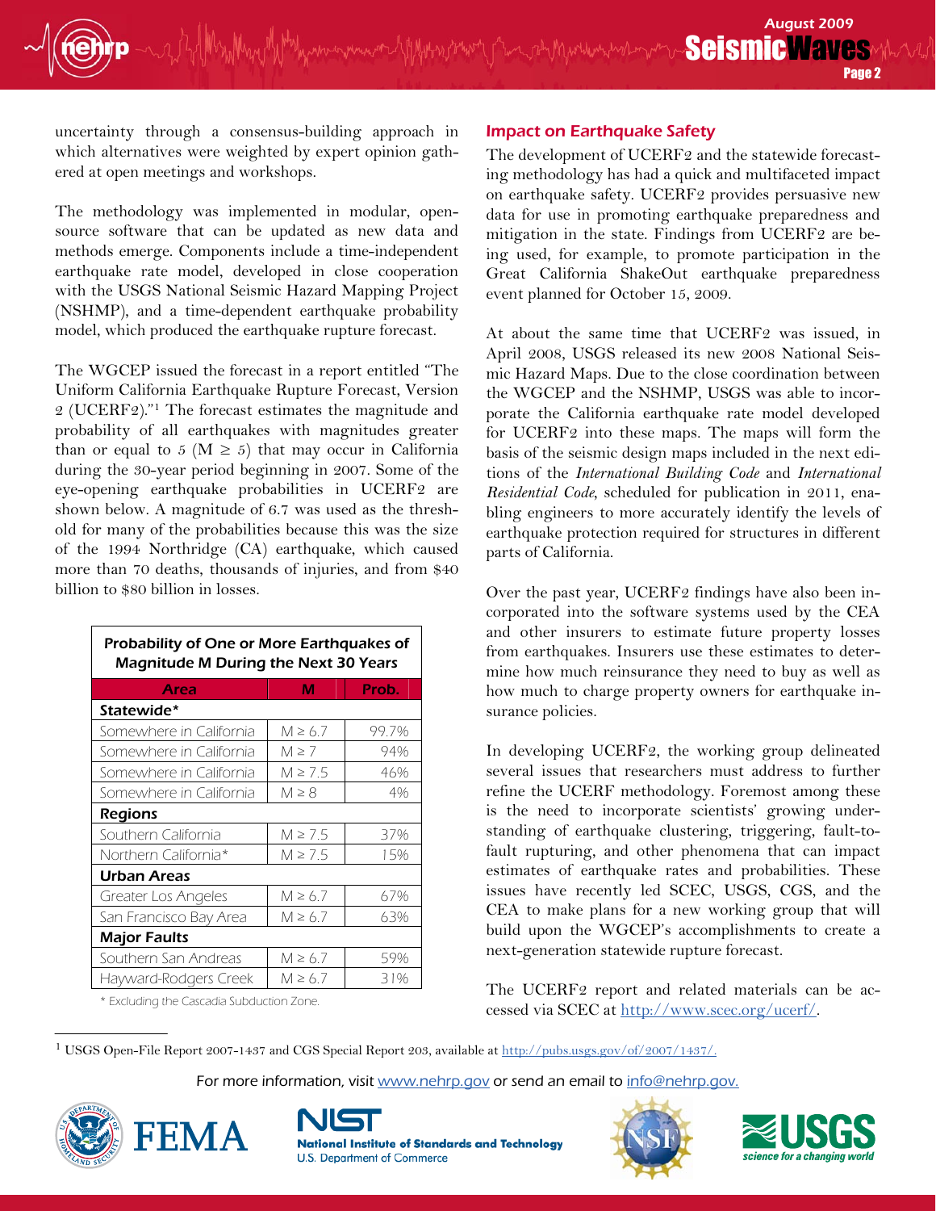uncertainty through a consensus-building approach in which alternatives were weighted by expert opinion gathered at open meetings and workshops.

The methodology was implemented in modular, open-source software that can be updated as new data and methods emerge. Components include a time-independent earthquake rate model, developed in close cooperation with the USGS National Seismic Hazard Mapping Project (NSHMP), and a time-dependent earthquake probability model, which produced the earthquake rupture forecast.

The WGCEP issued the forecast in a report entitled "The Uniform California Earthquake Rupture Forecast, Version 2 (UCERF2)."[1] The forecast estimates the magnitude and probability of all earthquakes with magnitudes greater than or equal to 5 ($M \geq 5$) that may occur in California during the 30-year period beginning in 2007. Some of the eye-opening earthquake probabilities in UCERF2 are shown below. A magnitude of 6.7 was used as the threshold for many of the probabilities because this was the size of the 1994 Northridge (CA) earthquake, which caused more than 70 deaths, thousands of injuries, and from $40 billion to $80 billion in losses.

**Probability of One or More Earthquakes of Magnitude M During the Next 30 Years**

| Area | M | Prob. |
|---|---|---|
| **Statewide*** | | |
| Somewhere in California | $M \geq 6.7$ | 99.7% |
| Somewhere in California | $M \geq 7$ | 94% |
| Somewhere in California | $M \geq 7.5$ | 46% |
| Somewhere in California | $M \geq 8$ | 4% |
| **Regions** | | |
| Southern California | $M \geq 7.5$ | 37% |
| Northern California* | $M \geq 7.5$ | 15% |
| **Urban Areas** | | |
| Greater Los Angeles | $M \geq 6.7$ | 67% |
| San Francisco Bay Area | $M \geq 6.7$ | 63% |
| **Major Faults** | | |
| Southern San Andreas | $M \geq 6.7$ | 59% |
| Hayward-Rodgers Creek | $M \geq 6.7$ | 31% |

\* Excluding the Cascadia Subduction Zone.

## Impact on Earthquake Safety

The development of UCERF2 and the statewide forecasting methodology has had a quick and multifaceted impact on earthquake safety. UCERF2 provides persuasive new data for use in promoting earthquake preparedness and mitigation in the state. Findings from UCERF2 are being used, for example, to promote participation in the Great California ShakeOut earthquake preparedness event planned for October 15, 2009.

At about the same time that UCERF2 was issued, in April 2008, USGS released its new 2008 National Seismic Hazard Maps. Due to the close coordination between the WGCEP and the NSHMP, USGS was able to incorporate the California earthquake rate model developed for UCERF2 into these maps. The maps will form the basis of the seismic design maps included in the next editions of the *International Building Code* and *International Residential Code*, scheduled for publication in 2011, enabling engineers to more accurately identify the levels of earthquake protection required for structures in different parts of California.

Over the past year, UCERF2 findings have also been incorporated into the software systems used by the CEA and other insurers to estimate future property losses from earthquakes. Insurers use these estimates to determine how much reinsurance they need to buy as well as how much to charge property owners for earthquake insurance policies.

In developing UCERF2, the working group delineated several issues that researchers must address to further refine the UCERF methodology. Foremost among these is the need to incorporate scientists' growing understanding of earthquake clustering, triggering, fault-to-fault rupturing, and other phenomena that can impact estimates of earthquake rates and probabilities. These issues have recently led SCEC, USGS, CGS, and the CEA to make plans for a new working group that will build upon the WGCEP's accomplishments to create a next-generation statewide rupture forecast.

The UCERF2 report and related materials can be accessed via SCEC at http://www.scec.org/ucerf/.

[1] USGS Open-File Report 2007-1437 and CGS Special Report 203, available at http://pubs.usgs.gov/of/2007/1437/.

For more information, visit www.nehrp.gov or send an email to info@nehrp.gov.